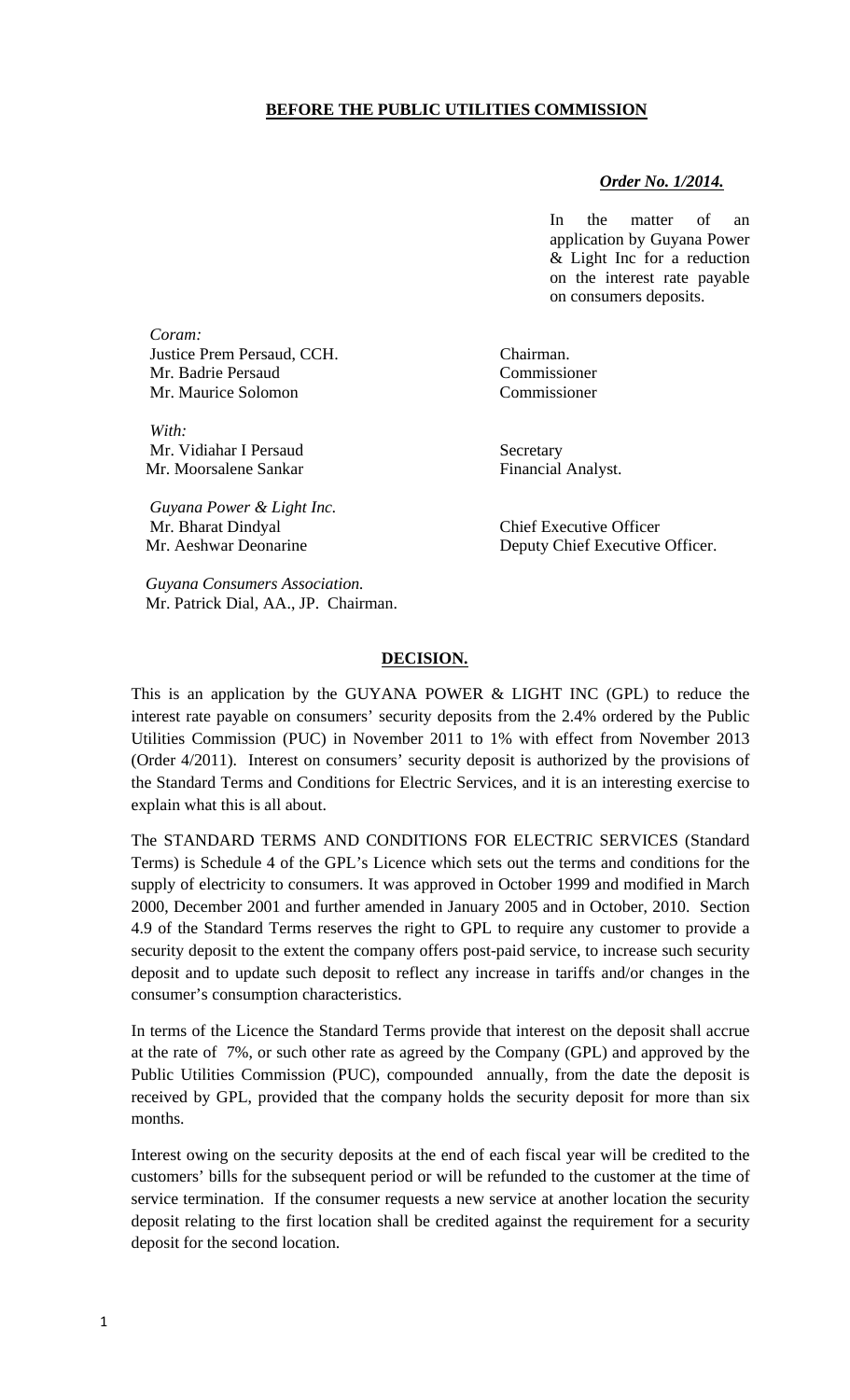**BEFORE THE PUBLIC UTILITIES COMMISSION**

***Order No. 1/2014.***

In the matter of an application by Guyana Power & Light Inc for a reduction on the interest rate payable on consumers deposits.

*Coram:*
Justice Prem Persaud, CCH. — Chairman.
Mr. Badrie Persaud — Commissioner
Mr. Maurice Solomon — Commissioner

*With:*
Mr. Vidiahar I Persaud — Secretary
Mr. Moorsalene Sankar — Financial Analyst.

*Guyana Power & Light Inc.*
Mr. Bharat Dindyal — Chief Executive Officer
Mr. Aeshwar Deonarine — Deputy Chief Executive Officer.

*Guyana Consumers Association.*
Mr. Patrick Dial, AA., JP. Chairman.

**DECISION.**

This is an application by the GUYANA POWER & LIGHT INC (GPL) to reduce the interest rate payable on consumers' security deposits from the 2.4% ordered by the Public Utilities Commission (PUC) in November 2011 to 1% with effect from November 2013 (Order 4/2011). Interest on consumers' security deposit is authorized by the provisions of the Standard Terms and Conditions for Electric Services, and it is an interesting exercise to explain what this is all about.

The STANDARD TERMS AND CONDITIONS FOR ELECTRIC SERVICES (Standard Terms) is Schedule 4 of the GPL's Licence which sets out the terms and conditions for the supply of electricity to consumers. It was approved in October 1999 and modified in March 2000, December 2001 and further amended in January 2005 and in October, 2010. Section 4.9 of the Standard Terms reserves the right to GPL to require any customer to provide a security deposit to the extent the company offers post-paid service, to increase such security deposit and to update such deposit to reflect any increase in tariffs and/or changes in the consumer's consumption characteristics.

In terms of the Licence the Standard Terms provide that interest on the deposit shall accrue at the rate of 7%, or such other rate as agreed by the Company (GPL) and approved by the Public Utilities Commission (PUC), compounded annually, from the date the deposit is received by GPL, provided that the company holds the security deposit for more than six months.

Interest owing on the security deposits at the end of each fiscal year will be credited to the customers' bills for the subsequent period or will be refunded to the customer at the time of service termination. If the consumer requests a new service at another location the security deposit relating to the first location shall be credited against the requirement for a security deposit for the second location.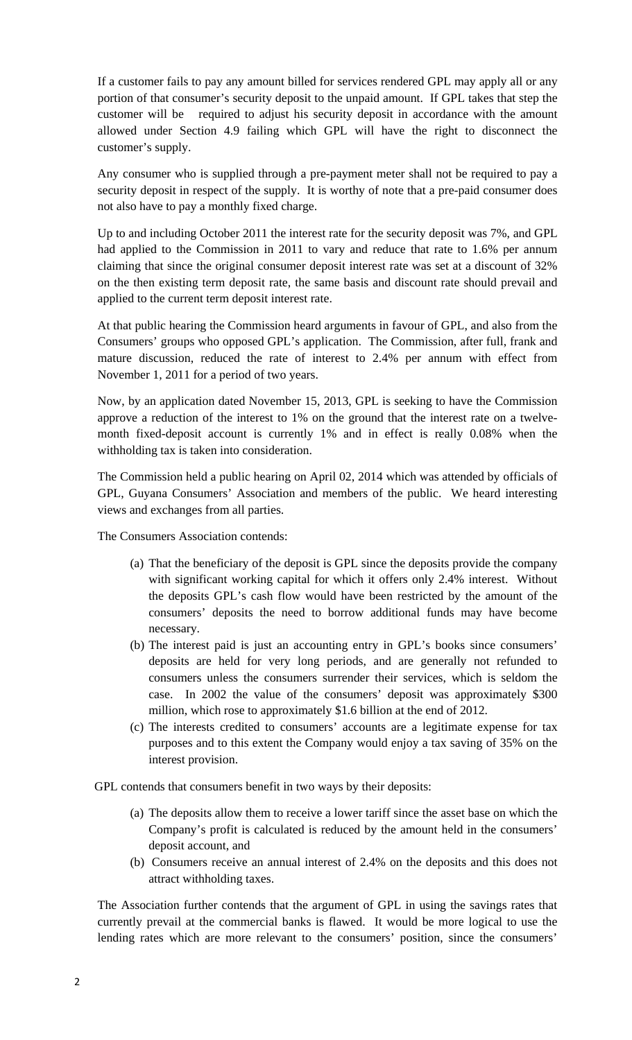If a customer fails to pay any amount billed for services rendered GPL may apply all or any portion of that consumer's security deposit to the unpaid amount. If GPL takes that step the customer will be required to adjust his security deposit in accordance with the amount allowed under Section 4.9 failing which GPL will have the right to disconnect the customer's supply.

Any consumer who is supplied through a pre-payment meter shall not be required to pay a security deposit in respect of the supply. It is worthy of note that a pre-paid consumer does not also have to pay a monthly fixed charge.

Up to and including October 2011 the interest rate for the security deposit was 7%, and GPL had applied to the Commission in 2011 to vary and reduce that rate to 1.6% per annum claiming that since the original consumer deposit interest rate was set at a discount of 32% on the then existing term deposit rate, the same basis and discount rate should prevail and applied to the current term deposit interest rate.

At that public hearing the Commission heard arguments in favour of GPL, and also from the Consumers' groups who opposed GPL's application. The Commission, after full, frank and mature discussion, reduced the rate of interest to 2.4% per annum with effect from November 1, 2011 for a period of two years.

Now, by an application dated November 15, 2013, GPL is seeking to have the Commission approve a reduction of the interest to 1% on the ground that the interest rate on a twelve-month fixed-deposit account is currently 1% and in effect is really 0.08% when the withholding tax is taken into consideration.

The Commission held a public hearing on April 02, 2014 which was attended by officials of GPL, Guyana Consumers' Association and members of the public. We heard interesting views and exchanges from all parties.

The Consumers Association contends:

(a) That the beneficiary of the deposit is GPL since the deposits provide the company with significant working capital for which it offers only 2.4% interest. Without the deposits GPL's cash flow would have been restricted by the amount of the consumers' deposits the need to borrow additional funds may have become necessary.

(b) The interest paid is just an accounting entry in GPL's books since consumers' deposits are held for very long periods, and are generally not refunded to consumers unless the consumers surrender their services, which is seldom the case. In 2002 the value of the consumers' deposit was approximately $300 million, which rose to approximately $1.6 billion at the end of 2012.

(c) The interests credited to consumers' accounts are a legitimate expense for tax purposes and to this extent the Company would enjoy a tax saving of 35% on the interest provision.

GPL contends that consumers benefit in two ways by their deposits:

(a) The deposits allow them to receive a lower tariff since the asset base on which the Company's profit is calculated is reduced by the amount held in the consumers' deposit account, and

(b) Consumers receive an annual interest of 2.4% on the deposits and this does not attract withholding taxes.

The Association further contends that the argument of GPL in using the savings rates that currently prevail at the commercial banks is flawed. It would be more logical to use the lending rates which are more relevant to the consumers' position, since the consumers'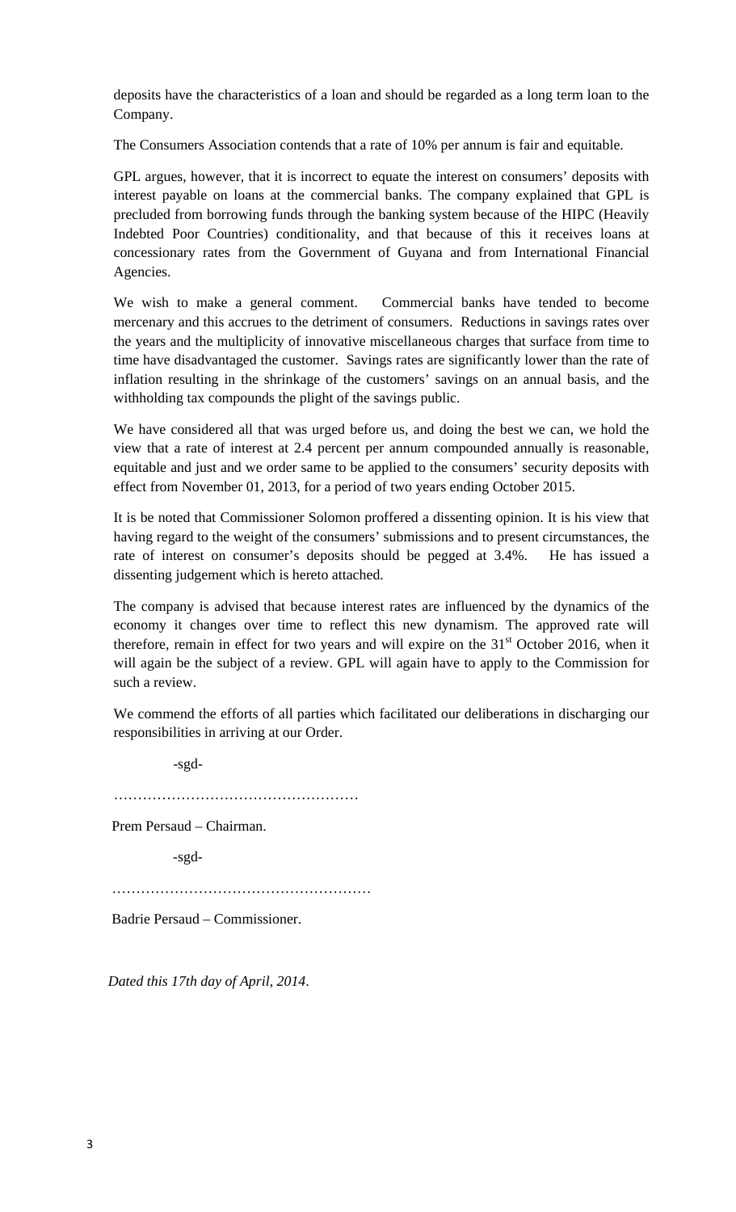deposits have the characteristics of a loan and should be regarded as a long term loan to the Company.

The Consumers Association contends that a rate of 10% per annum is fair and equitable.

GPL argues, however, that it is incorrect to equate the interest on consumers' deposits with interest payable on loans at the commercial banks. The company explained that GPL is precluded from borrowing funds through the banking system because of the HIPC (Heavily Indebted Poor Countries) conditionality, and that because of this it receives loans at concessionary rates from the Government of Guyana and from International Financial Agencies.

We wish to make a general comment. Commercial banks have tended to become mercenary and this accrues to the detriment of consumers. Reductions in savings rates over the years and the multiplicity of innovative miscellaneous charges that surface from time to time have disadvantaged the customer. Savings rates are significantly lower than the rate of inflation resulting in the shrinkage of the customers' savings on an annual basis, and the withholding tax compounds the plight of the savings public.

We have considered all that was urged before us, and doing the best we can, we hold the view that a rate of interest at 2.4 percent per annum compounded annually is reasonable, equitable and just and we order same to be applied to the consumers' security deposits with effect from November 01, 2013, for a period of two years ending October 2015.

It is be noted that Commissioner Solomon proffered a dissenting opinion. It is his view that having regard to the weight of the consumers' submissions and to present circumstances, the rate of interest on consumer's deposits should be pegged at 3.4%. He has issued a dissenting judgement which is hereto attached.

The company is advised that because interest rates are influenced by the dynamics of the economy it changes over time to reflect this new dynamism. The approved rate will therefore, remain in effect for two years and will expire on the 31st October 2016, when it will again be the subject of a review. GPL will again have to apply to the Commission for such a review.

We commend the efforts of all parties which facilitated our deliberations in discharging our responsibilities in arriving at our Order.

-sgd-

……………………………………………

Prem Persaud – Chairman.

-sgd-

………………………………………………

Badrie Persaud – Commissioner.

*Dated this 17th day of April, 2014*.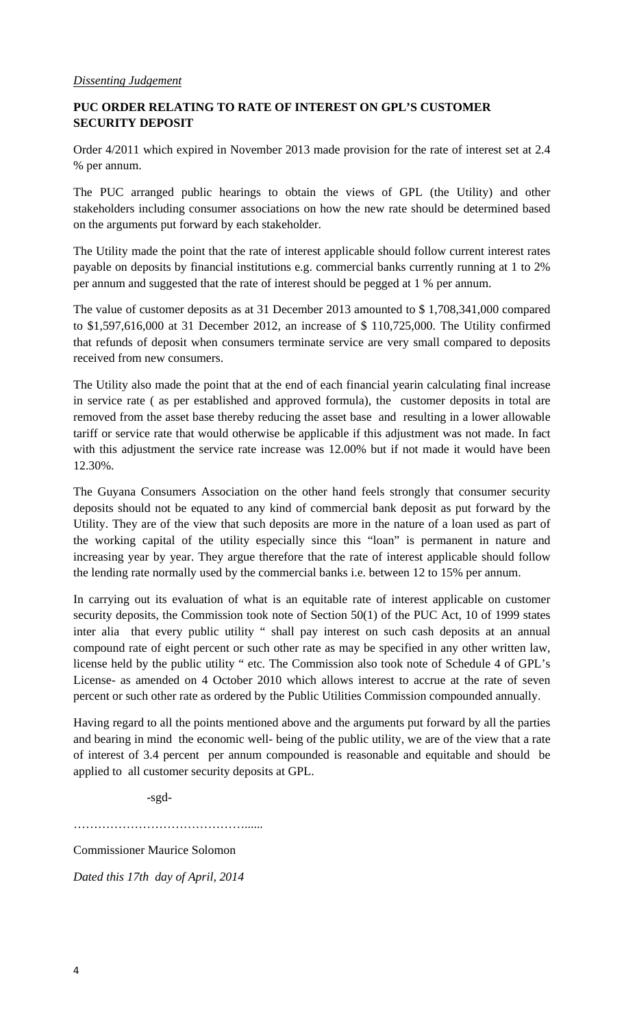*Dissenting Judgement*

**PUC ORDER RELATING TO RATE OF INTEREST ON GPL'S CUSTOMER SECURITY DEPOSIT**

Order 4/2011 which expired in November 2013 made provision for the rate of interest set at 2.4 % per annum.

The PUC arranged public hearings to obtain the views of GPL (the Utility) and other stakeholders including consumer associations on how the new rate should be determined based on the arguments put forward by each stakeholder.

The Utility made the point that the rate of interest applicable should follow current interest rates payable on deposits by financial institutions e.g. commercial banks currently running at 1 to 2% per annum and suggested that the rate of interest should be pegged at 1 % per annum.

The value of customer deposits as at 31 December 2013 amounted to $ 1,708,341,000 compared to $1,597,616,000 at 31 December 2012, an increase of $ 110,725,000. The Utility confirmed that refunds of deposit when consumers terminate service are very small compared to deposits received from new consumers.

The Utility also made the point that at the end of each financial yearin calculating final increase in service rate ( as per established and approved formula), the customer deposits in total are removed from the asset base thereby reducing the asset base and resulting in a lower allowable tariff or service rate that would otherwise be applicable if this adjustment was not made. In fact with this adjustment the service rate increase was 12.00% but if not made it would have been 12.30%.

The Guyana Consumers Association on the other hand feels strongly that consumer security deposits should not be equated to any kind of commercial bank deposit as put forward by the Utility. They are of the view that such deposits are more in the nature of a loan used as part of the working capital of the utility especially since this "loan" is permanent in nature and increasing year by year. They argue therefore that the rate of interest applicable should follow the lending rate normally used by the commercial banks i.e. between 12 to 15% per annum.

In carrying out its evaluation of what is an equitable rate of interest applicable on customer security deposits, the Commission took note of Section 50(1) of the PUC Act, 10 of 1999 states inter alia that every public utility " shall pay interest on such cash deposits at an annual compound rate of eight percent or such other rate as may be specified in any other written law, license held by the public utility " etc. The Commission also took note of Schedule 4 of GPL's License- as amended on 4 October 2010 which allows interest to accrue at the rate of seven percent or such other rate as ordered by the Public Utilities Commission compounded annually.

Having regard to all the points mentioned above and the arguments put forward by all the parties and bearing in mind the economic well- being of the public utility, we are of the view that a rate of interest of 3.4 percent per annum compounded is reasonable and equitable and should be applied to all customer security deposits at GPL.

-sgd-

…………………………………......

Commissioner Maurice Solomon

*Dated this 17th day of April, 2014*